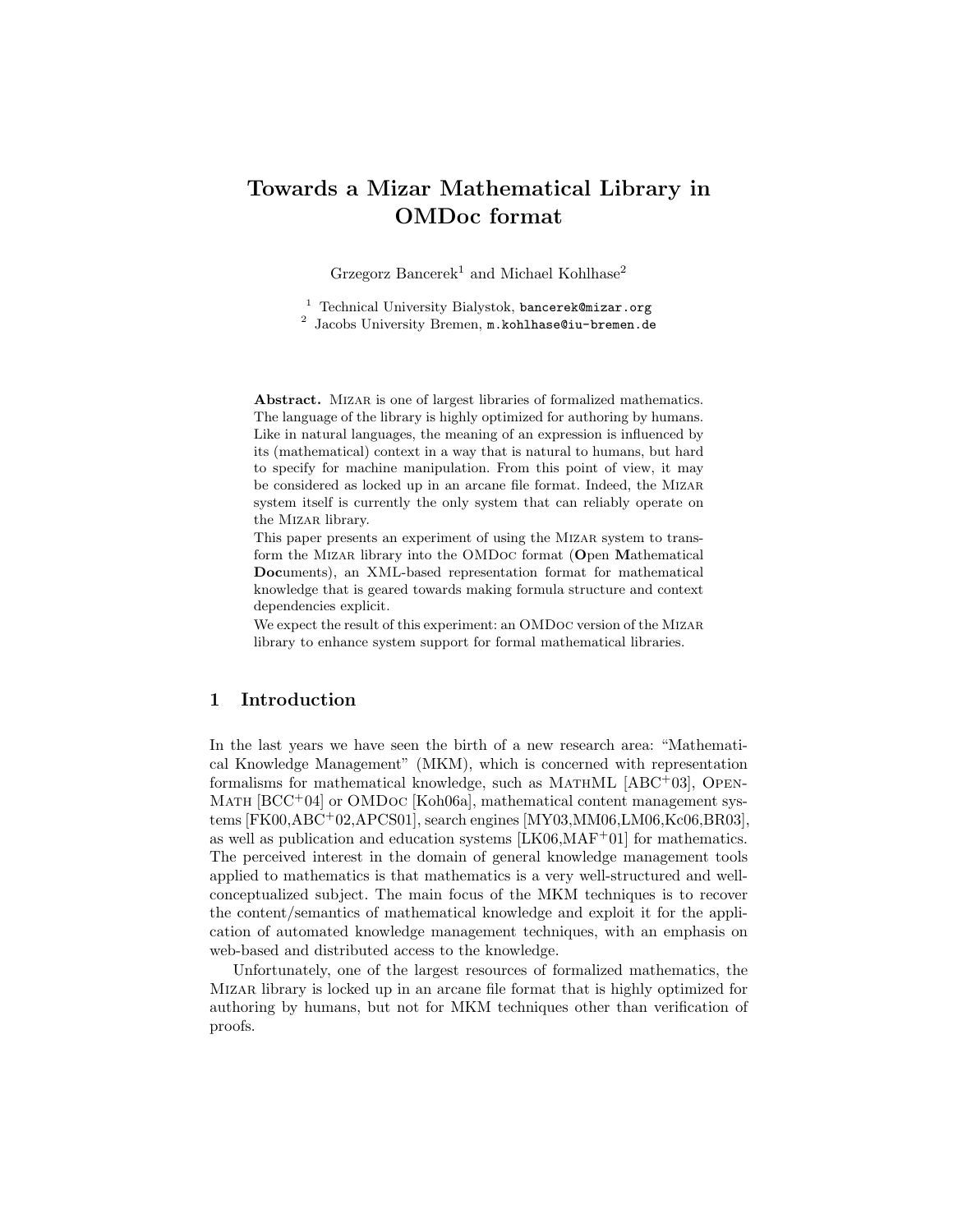# Towards a Mizar Mathematical Library in OMDoc format

Grzegorz Bancerek[1] and Michael Kohlhase[2]

[1] Technical University Bialystok, bancerek@mizar.org
[2] Jacobs University Bremen, m.kohlhase@iu-bremen.de

**Abstract.** Mizar is one of largest libraries of formalized mathematics. The language of the library is highly optimized for authoring by humans. Like in natural languages, the meaning of an expression is influenced by its (mathematical) context in a way that is natural to humans, but hard to specify for machine manipulation. From this point of view, it may be considered as locked up in an arcane file format. Indeed, the Mizar system itself is currently the only system that can reliably operate on the Mizar library.

This paper presents an experiment of using the Mizar system to transform the Mizar library into the OMDoc format (**O**pen **M**athematical **Doc**uments), an XML-based representation format for mathematical knowledge that is geared towards making formula structure and context dependencies explicit.

We expect the result of this experiment: an OMDoc version of the Mizar library to enhance system support for formal mathematical libraries.

## 1 Introduction

In the last years we have seen the birth of a new research area: "Mathematical Knowledge Management" (MKM), which is concerned with representation formalisms for mathematical knowledge, such as MathML [ABC+03], OpenMath [BCC+04] or OMDoc [Koh06a], mathematical content management systems [FK00,ABC+02,APCS01], search engines [MY03,MM06,LM06,Kc06,BR03], as well as publication and education systems [LK06,MAF+01] for mathematics. The perceived interest in the domain of general knowledge management tools applied to mathematics is that mathematics is a very well-structured and well-conceptualized subject. The main focus of the MKM techniques is to recover the content/semantics of mathematical knowledge and exploit it for the application of automated knowledge management techniques, with an emphasis on web-based and distributed access to the knowledge.

Unfortunately, one of the largest resources of formalized mathematics, the Mizar library is locked up in an arcane file format that is highly optimized for authoring by humans, but not for MKM techniques other than verification of proofs.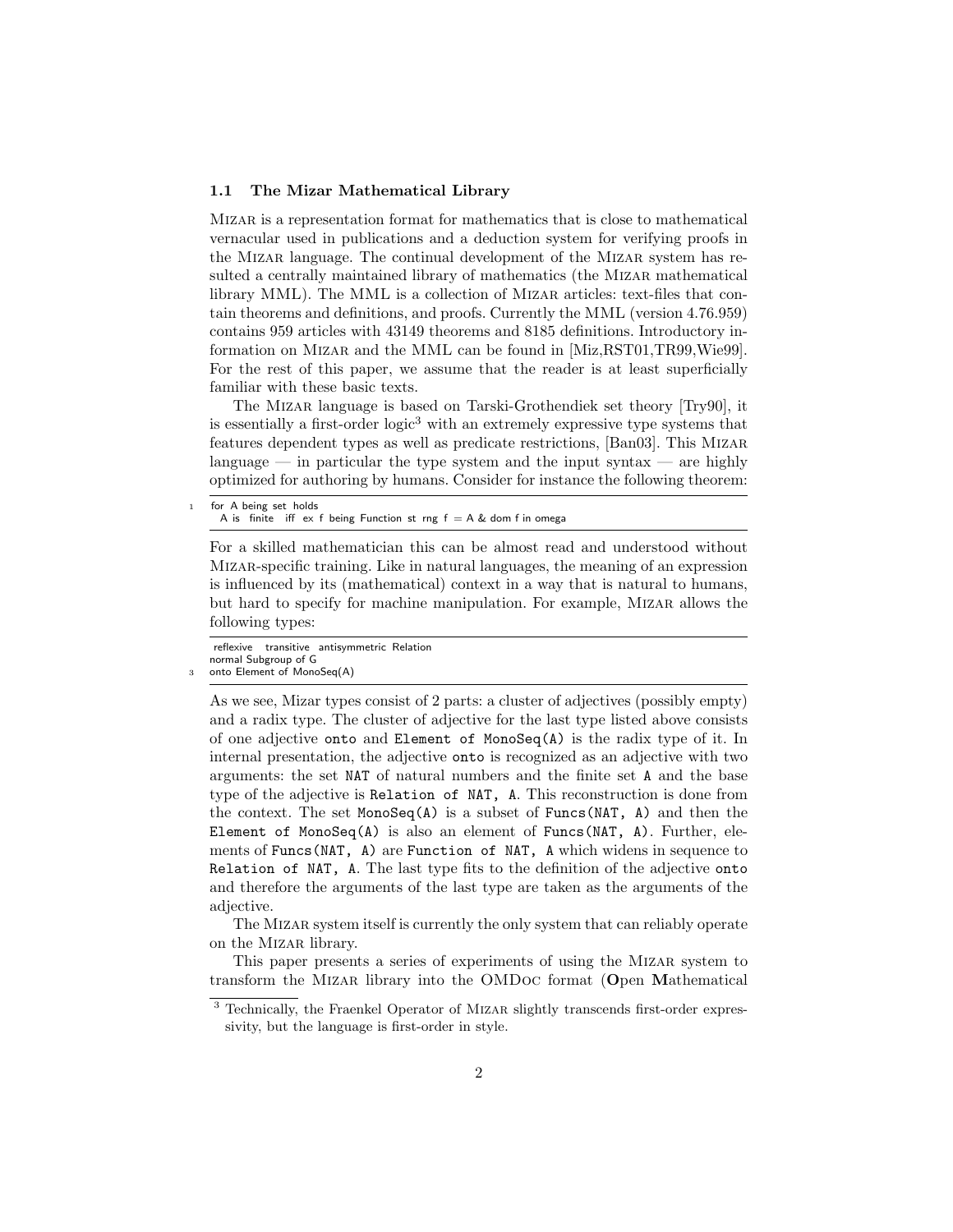### 1.1 The Mizar Mathematical Library

Mizar is a representation format for mathematics that is close to mathematical vernacular used in publications and a deduction system for verifying proofs in the Mizar language. The continual development of the Mizar system has resulted a centrally maintained library of mathematics (the Mizar mathematical library MML). The MML is a collection of Mizar articles: text-files that contain theorems and definitions, and proofs. Currently the MML (version 4.76.959) contains 959 articles with 43149 theorems and 8185 definitions. Introductory information on Mizar and the MML can be found in [Miz,RST01,TR99,Wie99]. For the rest of this paper, we assume that the reader is at least superficially familiar with these basic texts.

The Mizar language is based on Tarski-Grothendiek set theory [Try90], it is essentially a first-order logic[3] with an extremely expressive type systems that features dependent types as well as predicate restrictions, [Ban03]. This Mizar language — in particular the type system and the input syntax — are highly optimized for authoring by humans. Consider for instance the following theorem:

```
for A being set holds
  A is finite iff ex f being Function st rng f = A & dom f in omega
```

For a skilled mathematician this can be almost read and understood without Mizar-specific training. Like in natural languages, the meaning of an expression is influenced by its (mathematical) context in a way that is natural to humans, but hard to specify for machine manipulation. For example, Mizar allows the following types:

```
reflexive transitive antisymmetric Relation
normal Subgroup of G
onto Element of MonoSeq(A)
```

As we see, Mizar types consist of 2 parts: a cluster of adjectives (possibly empty) and a radix type. The cluster of adjective for the last type listed above consists of one adjective `onto` and `Element of MonoSeq(A)` is the radix type of it. In internal presentation, the adjective `onto` is recognized as an adjective with two arguments: the set `NAT` of natural numbers and the finite set `A` and the base type of the adjective is `Relation of NAT, A`. This reconstruction is done from the context. The set `MonoSeq(A)` is a subset of `Funcs(NAT, A)` and then the `Element of MonoSeq(A)` is also an element of `Funcs(NAT, A)`. Further, elements of `Funcs(NAT, A)` are `Function of NAT, A` which widens in sequence to `Relation of NAT, A`. The last type fits to the definition of the adjective `onto` and therefore the arguments of the last type are taken as the arguments of the adjective.

The Mizar system itself is currently the only system that can reliably operate on the Mizar library.

This paper presents a series of experiments of using the Mizar system to transform the Mizar library into the OMDoc format (**O**pen **M**athematical

[3] Technically, the Fraenkel Operator of Mizar slightly transcends first-order expressivity, but the language is first-order in style.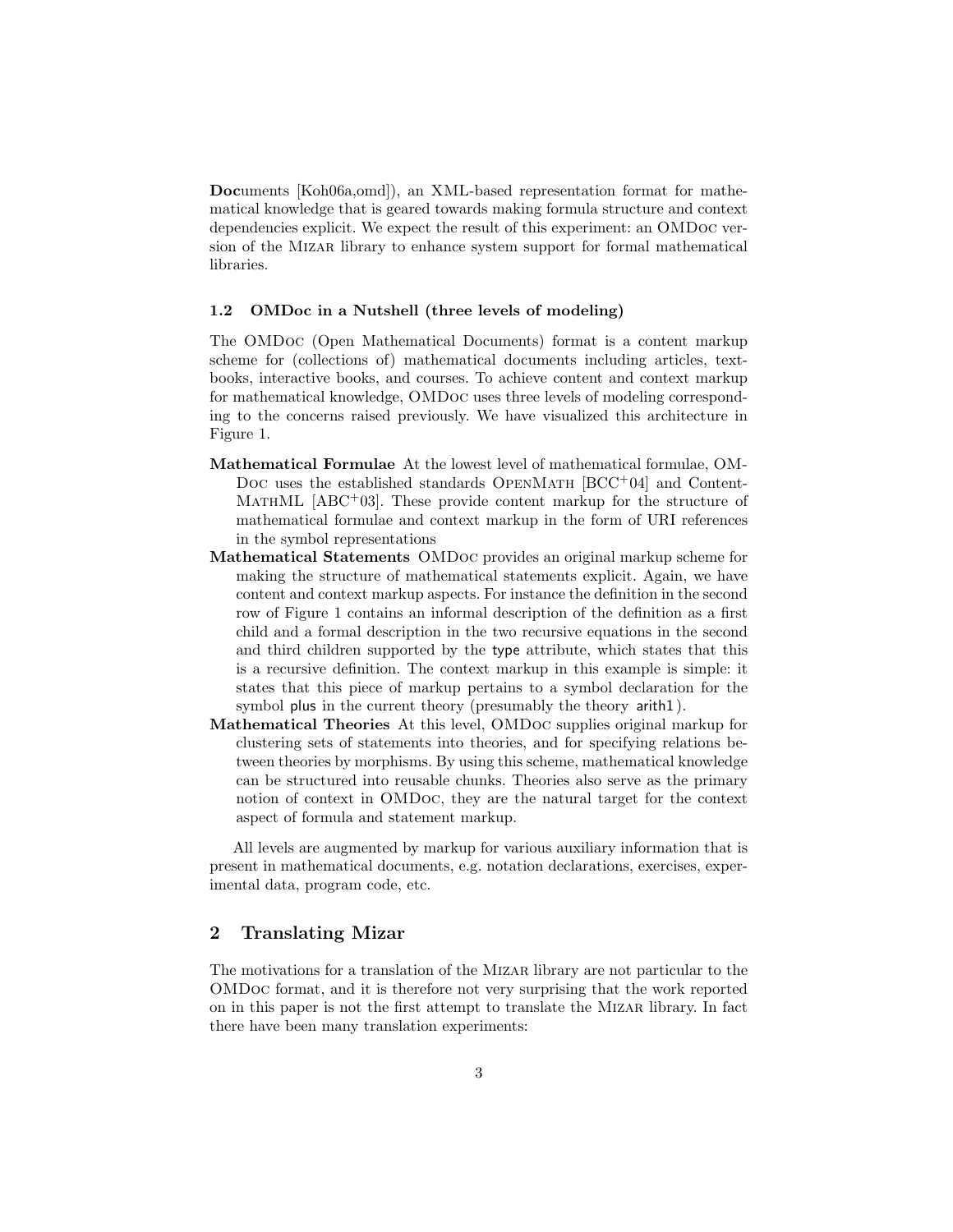**Doc**uments [Koh06a,omd]), an XML-based representation format for mathematical knowledge that is geared towards making formula structure and context dependencies explicit. We expect the result of this experiment: an OMDoc version of the Mizar library to enhance system support for formal mathematical libraries.

### 1.2 OMDoc in a Nutshell (three levels of modeling)

The OMDoc (Open Mathematical Documents) format is a content markup scheme for (collections of) mathematical documents including articles, textbooks, interactive books, and courses. To achieve content and context markup for mathematical knowledge, OMDoc uses three levels of modeling corresponding to the concerns raised previously. We have visualized this architecture in Figure 1.

**Mathematical Formulae** At the lowest level of mathematical formulae, OMDoc uses the established standards OpenMath [BCC+04] and Content-MathML [ABC+03]. These provide content markup for the structure of mathematical formulae and context markup in the form of URI references in the symbol representations

**Mathematical Statements** OMDoc provides an original markup scheme for making the structure of mathematical statements explicit. Again, we have content and context markup aspects. For instance the definition in the second row of Figure 1 contains an informal description of the definition as a first child and a formal description in the two recursive equations in the second and third children supported by the type attribute, which states that this is a recursive definition. The context markup in this example is simple: it states that this piece of markup pertains to a symbol declaration for the symbol plus in the current theory (presumably the theory arith1).

**Mathematical Theories** At this level, OMDoc supplies original markup for clustering sets of statements into theories, and for specifying relations between theories by morphisms. By using this scheme, mathematical knowledge can be structured into reusable chunks. Theories also serve as the primary notion of context in OMDoc, they are the natural target for the context aspect of formula and statement markup.

All levels are augmented by markup for various auxiliary information that is present in mathematical documents, e.g. notation declarations, exercises, experimental data, program code, etc.

## 2 Translating Mizar

The motivations for a translation of the Mizar library are not particular to the OMDoc format, and it is therefore not very surprising that the work reported on in this paper is not the first attempt to translate the Mizar library. In fact there have been many translation experiments: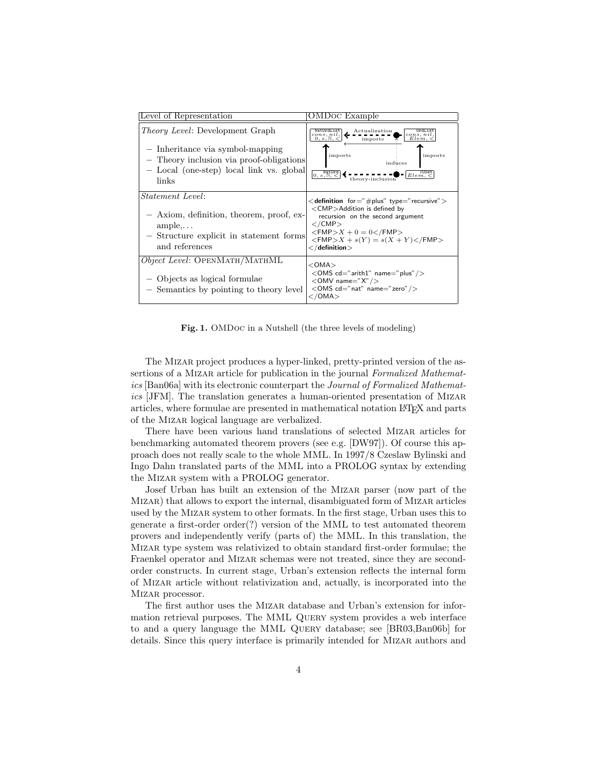| Level of Representation | OMDoc Example |
|---|---|
| *Theory Level*: Development Graph<br>– Inheritance via symbol-mapping<br>– Theory inclusion via proof-obligations<br>– Local (one-step) local link vs. global links | NatOrdList ($cons, nil, 0, s, \mathbb{N}, <$) ← Actualization / imports — UrdList ($cons, nil, Elem, <$); imports; induces; imports; NatOrd ($0, s, \mathbb{N}, <$) ← theory-inclusion — TOSet ($Elem, <$) |
| *Statement Level*:<br>– Axiom, definition, theorem, proof, example,...<br>– Structure explicit in statement forms and references | `<definition for="#plus" type="recursive">`<br>`<CMP>`Addition is defined by recursion on the second argument<br>`</CMP>`<br>`<FMP>`$X + 0 = 0$`</FMP>`<br>`<FMP>`$X + s(Y) = s(X + Y)$`</FMP>`<br>`</definition>` |
| *Object Level*: OpenMath/MathML<br>– Objects as logical formulae<br>– Semantics by pointing to theory level | `<OMA>`<br>`<OMS cd="arith1" name="plus"/>`<br>`<OMV name="X"/>`<br>`<OMS cd="nat" name="zero"/>`<br>`</OMA>` |

**Fig. 1.** OMDoc in a Nutshell (the three levels of modeling)

The Mizar project produces a hyper-linked, pretty-printed version of the assertions of a Mizar article for publication in the journal *Formalized Mathematics* [Ban06a] with its electronic counterpart the *Journal of Formalized Mathematics* [JFM]. The translation generates a human-oriented presentation of Mizar articles, where formulae are presented in mathematical notation LaTeX and parts of the Mizar logical language are verbalized.

There have been various hand translations of selected Mizar articles for benchmarking automated theorem provers (see e.g. [DW97]). Of course this approach does not really scale to the whole MML. In 1997/8 Czeslaw Bylinski and Ingo Dahn translated parts of the MML into a PROLOG syntax by extending the Mizar system with a PROLOG generator.

Josef Urban has built an extension of the Mizar parser (now part of the Mizar) that allows to export the internal, disambiguated form of Mizar articles used by the Mizar system to other formats. In the first stage, Urban uses this to generate a first-order order(?) version of the MML to test automated theorem provers and independently verify (parts of) the MML. In this translation, the Mizar type system was relativized to obtain standard first-order formulae; the Fraenkel operator and Mizar schemas were not treated, since they are second-order constructs. In current stage, Urban's extension reflects the internal form of Mizar article without relativization and, actually, is incorporated into the Mizar processor.

The first author uses the Mizar database and Urban's extension for information retrieval purposes. The MML Query system provides a web interface to and a query language the MML Query database; see [BR03,Ban06b] for details. Since this query interface is primarily intended for Mizar authors and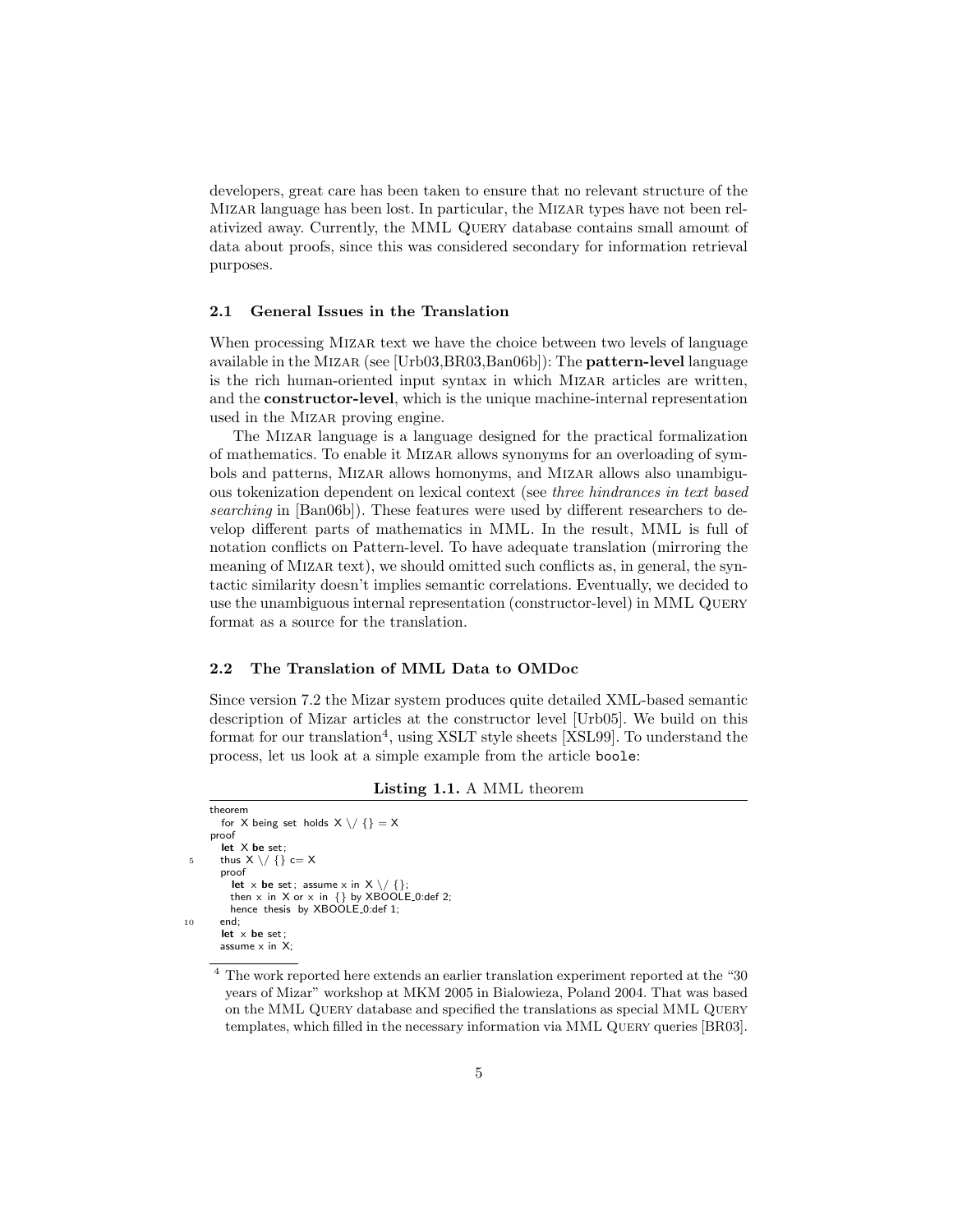developers, great care has been taken to ensure that no relevant structure of the MIZAR language has been lost. In particular, the MIZAR types have not been relativized away. Currently, the MML QUERY database contains small amount of data about proofs, since this was considered secondary for information retrieval purposes.

### 2.1 General Issues in the Translation

When processing MIZAR text we have the choice between two levels of language available in the MIZAR (see [Urb03,BR03,Ban06b]): The **pattern-level** language is the rich human-oriented input syntax in which MIZAR articles are written, and the **constructor-level**, which is the unique machine-internal representation used in the MIZAR proving engine.

The MIZAR language is a language designed for the practical formalization of mathematics. To enable it MIZAR allows synonyms for an overloading of symbols and patterns, MIZAR allows homonyms, and MIZAR allows also unambiguous tokenization dependent on lexical context (see *three hindrances in text based searching* in [Ban06b]). These features were used by different researchers to develop different parts of mathematics in MML. In the result, MML is full of notation conflicts on Pattern-level. To have adequate translation (mirroring the meaning of MIZAR text), we should omitted such conflicts as, in general, the syntactic similarity doesn't implies semantic correlations. Eventually, we decided to use the unambiguous internal representation (constructor-level) in MML QUERY format as a source for the translation.

### 2.2 The Translation of MML Data to OMDoc

Since version 7.2 the Mizar system produces quite detailed XML-based semantic description of Mizar articles at the constructor level [Urb05]. We build on this format for our translation[4], using XSLT style sheets [XSL99]. To understand the process, let us look at a simple example from the article `boole`:

**Listing 1.1.** A MML theorem

```
theorem
  for X being set holds X \/ {} = X
proof
  let X be set;
  thus X \/ {} c= X
  proof
    let x be set; assume x in X \/ {};
    then x in X or x in {} by XBOOLE_0:def 2;
    hence thesis by XBOOLE_0:def 1;
  end;
  let x be set;
  assume x in X;
```

[4] The work reported here extends an earlier translation experiment reported at the "30 years of Mizar" workshop at MKM 2005 in Bialowieza, Poland 2004. That was based on the MML QUERY database and specified the translations as special MML QUERY templates, which filled in the necessary information via MML QUERY queries [BR03].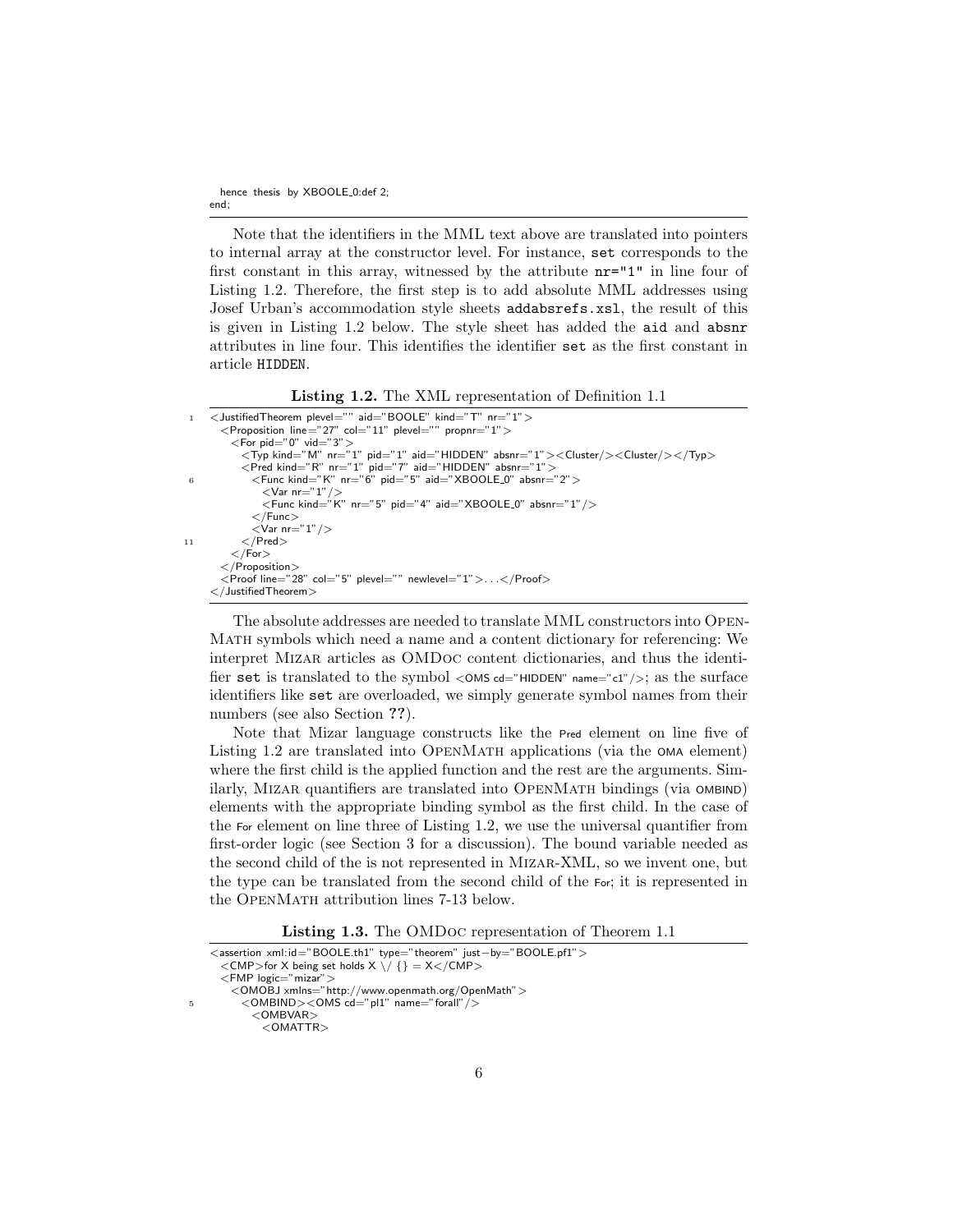```
  hence thesis by XBOOLE_0:def 2;
end;
```

Note that the identifiers in the MML text above are translated into pointers to internal array at the constructor level. For instance, `set` corresponds to the first constant in this array, witnessed by the attribute `nr="1"` in line four of Listing 1.2. Therefore, the first step is to add absolute MML addresses using Josef Urban's accommodation style sheets `addabsrefs.xsl`, the result of this is given in Listing 1.2 below. The style sheet has added the `aid` and `absnr` attributes in line four. This identifies the identifier `set` as the first constant in article `HIDDEN`.

**Listing 1.2.** The XML representation of Definition 1.1

```
1  <JustifiedTheorem plevel="" aid="BOOLE" kind="T" nr="1">
     <Proposition line="27" col="11" plevel="" propnr="1">
       <For pid="0" vid="3">
         <Typ kind="M" nr="1" pid="1" aid="HIDDEN" absnr="1"><Cluster/><Cluster/></Typ>
         <Pred kind="R" nr="1" pid="7" aid="HIDDEN" absnr="1">
6          <Func kind="K" nr="6" pid="5" aid="XBOOLE_0" absnr="2">
             <Var nr="1"/>
             <Func kind="K" nr="5" pid="4" aid="XBOOLE_0" absnr="1"/>
           </Func>
           <Var nr="1"/>
11       </Pred>
       </For>
     </Proposition>
     <Proof line="28" col="5" plevel="" newlevel="1">...</Proof>
   </JustifiedTheorem>
```

The absolute addresses are needed to translate MML constructors into OpenMath symbols which need a name and a content dictionary for referencing: We interpret Mizar articles as OMDoc content dictionaries, and thus the identifier `set` is translated to the symbol `<OMS cd="HIDDEN" name="c1"/>`; as the surface identifiers like `set` are overloaded, we simply generate symbol names from their numbers (see also Section **??**).

Note that Mizar language constructs like the `Pred` element on line five of Listing 1.2 are translated into OpenMath applications (via the `OMA` element) where the first child is the applied function and the rest are the arguments. Similarly, Mizar quantifiers are translated into OpenMath bindings (via `OMBIND`) elements with the appropriate binding symbol as the first child. In the case of the `For` element on line three of Listing 1.2, we use the universal quantifier from first-order logic (see Section 3 for a discussion). The bound variable needed as the second child of the is not represented in Mizar-XML, so we invent one, but the type can be translated from the second child of the `For`; it is represented in the OpenMath attribution lines 7-13 below.

**Listing 1.3.** The OMDoc representation of Theorem 1.1

```
   <assertion xml:id="BOOLE.th1" type="theorem" just−by="BOOLE.pf1">
     <CMP>for X being set holds X \/ {} = X</CMP>
     <FMP logic="mizar">
       <OMOBJ xmlns="http://www.openmath.org/OpenMath">
5        <OMBIND><OMS cd="pl1" name="forall"/>
           <OMBVAR>
             <OMATTR>
```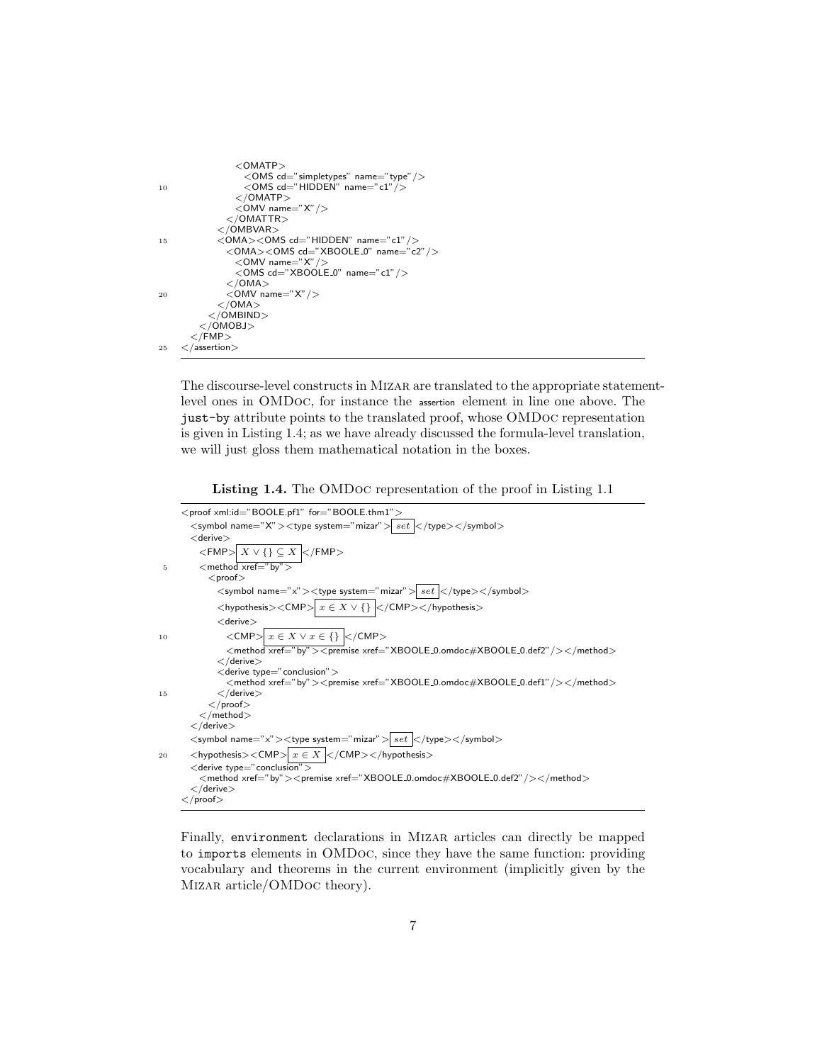```
        <OMATP>
          <OMS cd="simpletypes" name="type"/>
10        <OMS cd="HIDDEN" name="c1"/>
        </OMATP>
        <OMV name="X"/>
      </OMATTR>
    </OMBVAR>
15  <OMA><OMS cd="HIDDEN" name="c1"/>
      <OMA><OMS cd="XBOOLE_0" name="c2"/>
        <OMV name="X"/>
        <OMS cd="XBOOLE_0" name="c1"/>
      </OMA>
20    <OMV name="X"/>
    </OMA>
  </OMBIND>
 </OMOBJ>
</FMP>
25 </assertion>
```

The discourse-level constructs in Mizar are translated to the appropriate statement-level ones in OMDoc, for instance the assertion element in line one above. The `just-by` attribute points to the translated proof, whose OMDoc representation is given in Listing 1.4; as we have already discussed the formula-level translation, we will just gloss them mathematical notation in the boxes.

**Listing 1.4.** The OMDoc representation of the proof in Listing 1.1

```
<proof xml:id="BOOLE.pf1" for="BOOLE.thm1">
  <symbol name="X"><type system="mizar"> set </type></symbol>
  <derive>
    <FMP> X ∨ {} ⊆ X </FMP>
5   <method xref="by">
      <proof>
        <symbol name="x"><type system="mizar"> set </type></symbol>
        <hypothesis><CMP> x ∈ X ∨ {} </CMP></hypothesis>
        <derive>
10        <CMP> x ∈ X ∨ x ∈ {} </CMP>
          <method xref="by"><premise xref="XBOOLE_0.omdoc#XBOOLE_0.def2"/></method>
        </derive>
        <derive type="conclusion">
          <method xref="by"><premise xref="XBOOLE_0.omdoc#XBOOLE_0.def1"/></method>
15      </derive>
      </proof>
    </method>
  </derive>
  <symbol name="x"><type system="mizar"> set </type></symbol>
20 <hypothesis><CMP> x ∈ X </CMP></hypothesis>
  <derive type="conclusion">
    <method xref="by"><premise xref="XBOOLE_0.omdoc#XBOOLE_0.def2"/></method>
  </derive>
</proof>
```

Finally, `environment` declarations in Mizar articles can directly be mapped to `imports` elements in OMDoc, since they have the same function: providing vocabulary and theorems in the current environment (implicitly given by the Mizar article/OMDoc theory).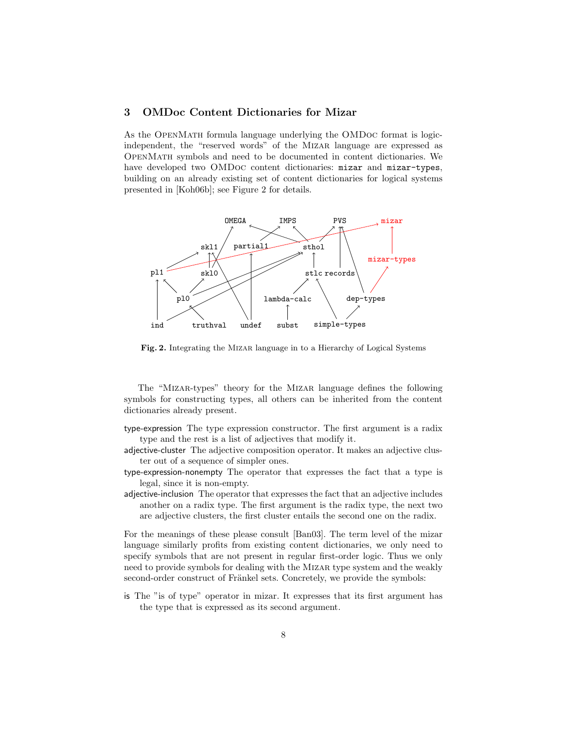## 3 OMDoc Content Dictionaries for Mizar

As the OpenMath formula language underlying the OMDoc format is logic-independent, the "reserved words" of the Mizar language are expressed as OpenMath symbols and need to be documented in content dictionaries. We have developed two OMDoc content dictionaries: `mizar` and `mizar-types`, building on an already existing set of content dictionaries for logical systems presented in [Koh06b]; see Figure 2 for details.

**Fig. 2.** Integrating the Mizar language in to a Hierarchy of Logical Systems

The "Mizar-types" theory for the Mizar language defines the following symbols for constructing types, all others can be inherited from the content dictionaries already present.

- **type-expression** The type expression constructor. The first argument is a radix type and the rest is a list of adjectives that modify it.
- **adjective-cluster** The adjective composition operator. It makes an adjective cluster out of a sequence of simpler ones.
- **type-expression-nonempty** The operator that expresses the fact that a type is legal, since it is non-empty.
- **adjective-inclusion** The operator that expresses the fact that an adjective includes another on a radix type. The first argument is the radix type, the next two are adjective clusters, the first cluster entails the second one on the radix.

For the meanings of these please consult [Ban03]. The term level of the mizar language similarly profits from existing content dictionaries, we only need to specify symbols that are not present in regular first-order logic. Thus we only need to provide symbols for dealing with the Mizar type system and the weakly second-order construct of Fränkel sets. Concretely, we provide the symbols:

- **is** The "is of type" operator in mizar. It expresses that its first argument has the type that is expressed as its second argument.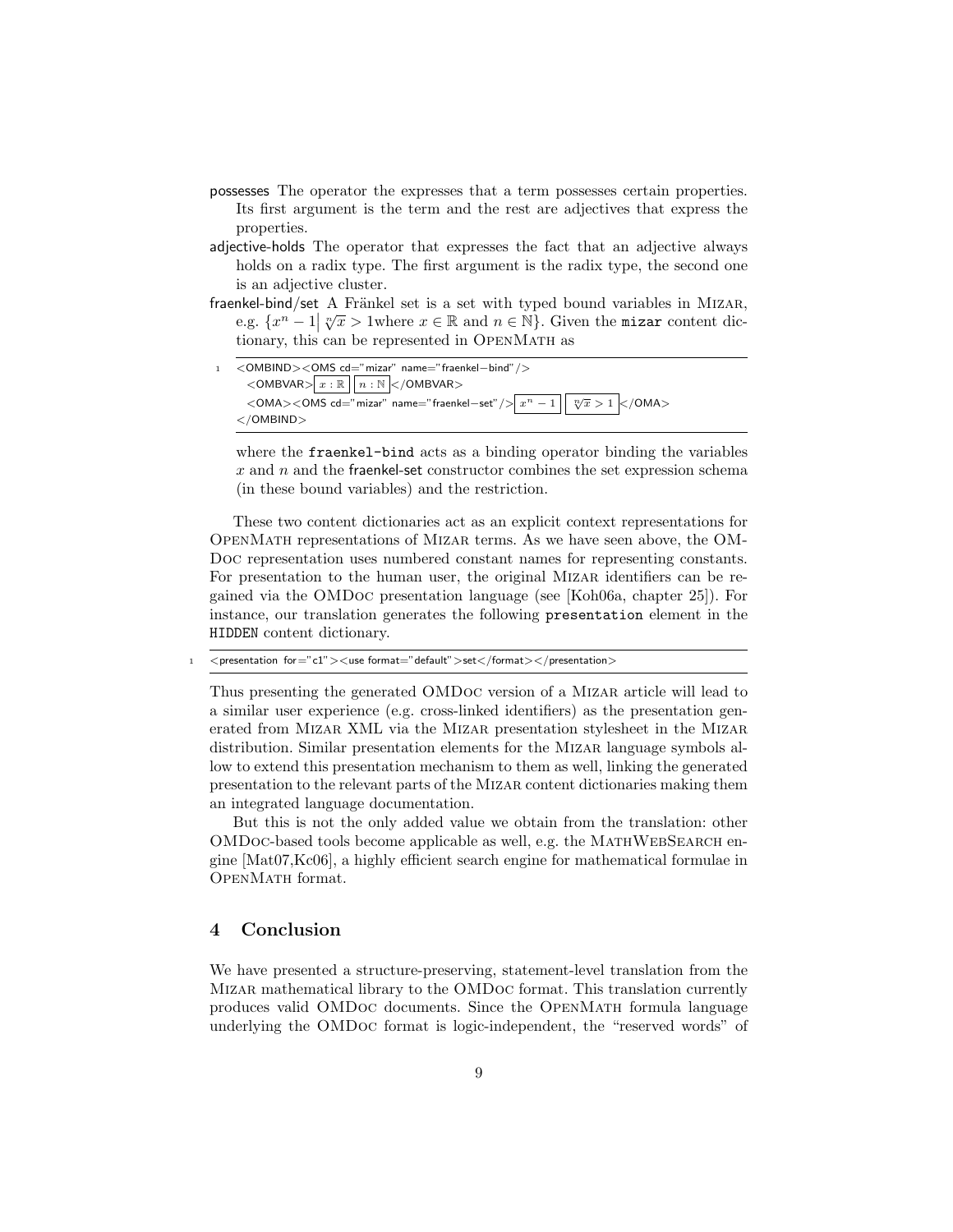**possesses** The operator the expresses that a term possesses certain properties. Its first argument is the term and the rest are adjectives that express the properties.

**adjective-holds** The operator that expresses the fact that an adjective always holds on a radix type. The first argument is the radix type, the second one is an adjective cluster.

**fraenkel-bind/set** A Fränkel set is a set with typed bound variables in Mizar, e.g. $\{x^n - 1 \,|\, \sqrt[n]{x} > 1 \text{where } x \in \mathbb{R} \text{ and } n \in \mathbb{N}\}$. Given the `mizar` content dictionary, this can be represented in OpenMath as

```
<OMBIND><OMS cd="mizar" name="fraenkel−bind"/>
  <OMBVAR> x : ℝ   n : ℕ </OMBVAR>
  <OMA><OMS cd="mizar" name="fraenkel−set"/> x^n − 1   ⁿ√x > 1 </OMA>
</OMBIND>
```

where the `fraenkel-bind` acts as a binding operator binding the variables $x$ and $n$ and the fraenkel-set constructor combines the set expression schema (in these bound variables) and the restriction.

These two content dictionaries act as an explicit context representations for OpenMath representations of Mizar terms. As we have seen above, the OMDoc representation uses numbered constant names for representing constants. For presentation to the human user, the original Mizar identifiers can be regained via the OMDoc presentation language (see [Koh06a, chapter 25]). For instance, our translation generates the following `presentation` element in the `HIDDEN` content dictionary.

```
<presentation for="c1"><use format="default">set</format></presentation>
```

Thus presenting the generated OMDoc version of a Mizar article will lead to a similar user experience (e.g. cross-linked identifiers) as the presentation generated from Mizar XML via the Mizar presentation stylesheet in the Mizar distribution. Similar presentation elements for the Mizar language symbols allow to extend this presentation mechanism to them as well, linking the generated presentation to the relevant parts of the Mizar content dictionaries making them an integrated language documentation.

But this is not the only added value we obtain from the translation: other OMDoc-based tools become applicable as well, e.g. the MathWebSearch engine [Mat07,Kc06], a highly efficient search engine for mathematical formulae in OpenMath format.

## 4 Conclusion

We have presented a structure-preserving, statement-level translation from the Mizar mathematical library to the OMDoc format. This translation currently produces valid OMDoc documents. Since the OpenMath formula language underlying the OMDoc format is logic-independent, the "reserved words" of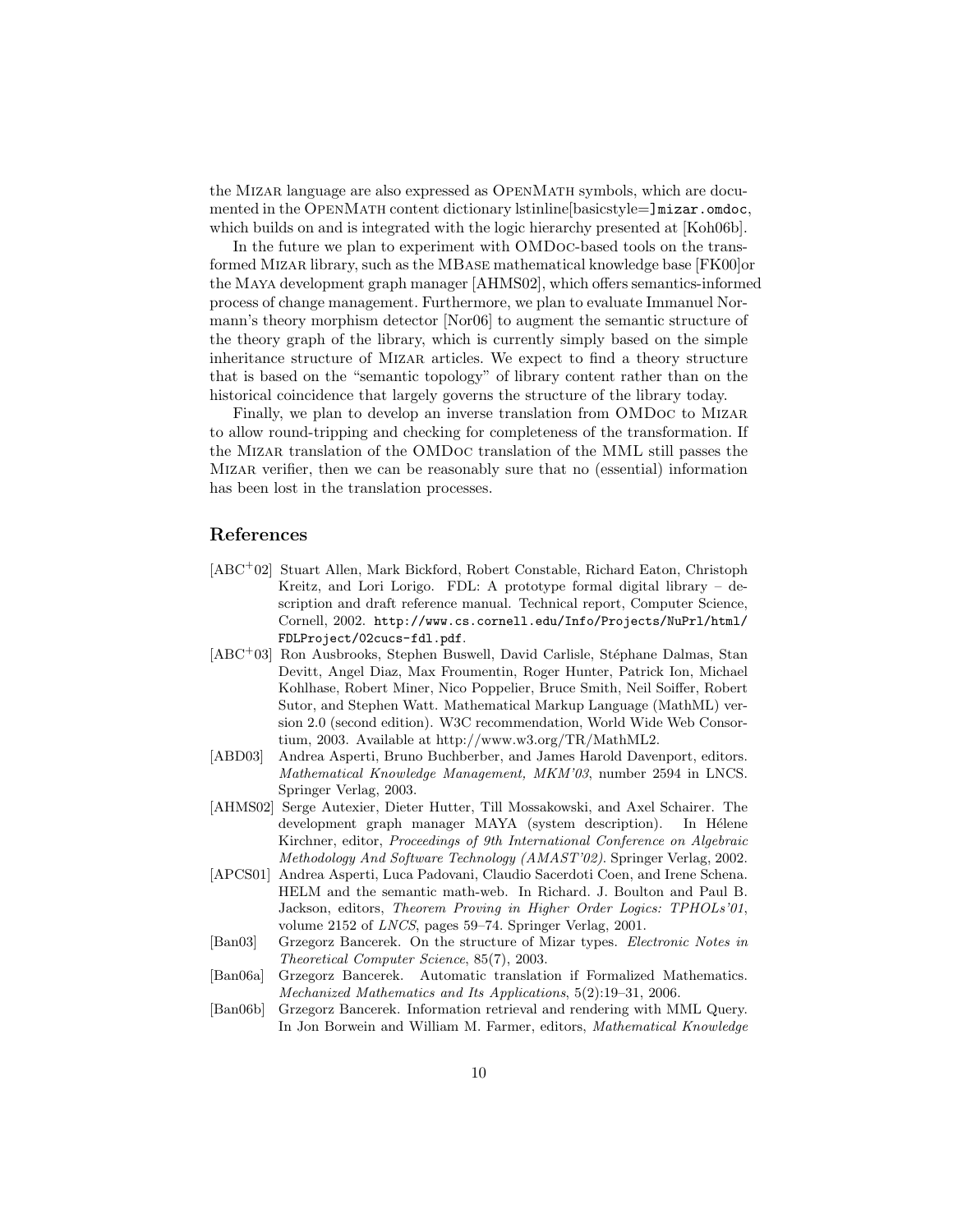the Mizar language are also expressed as OpenMath symbols, which are documented in the OpenMath content dictionary lstinline[basicstyle=]mizar.omdoc, which builds on and is integrated with the logic hierarchy presented at [Koh06b].

In the future we plan to experiment with OMDoc-based tools on the transformed Mizar library, such as the MBase mathematical knowledge base [FK00]or the Maya development graph manager [AHMS02], which offers semantics-informed process of change management. Furthermore, we plan to evaluate Immanuel Normann's theory morphism detector [Nor06] to augment the semantic structure of the theory graph of the library, which is currently simply based on the simple inheritance structure of Mizar articles. We expect to find a theory structure that is based on the "semantic topology" of library content rather than on the historical coincidence that largely governs the structure of the library today.

Finally, we plan to develop an inverse translation from OMDoc to Mizar to allow round-tripping and checking for completeness of the transformation. If the Mizar translation of the OMDoc translation of the MML still passes the Mizar verifier, then we can be reasonably sure that no (essential) information has been lost in the translation processes.

## References

- [ABC+02] Stuart Allen, Mark Bickford, Robert Constable, Richard Eaton, Christoph Kreitz, and Lori Lorigo. FDL: A prototype formal digital library – description and draft reference manual. Technical report, Computer Science, Cornell, 2002. http://www.cs.cornell.edu/Info/Projects/NuPrl/html/FDLProject/02cucs-fdl.pdf.
- [ABC+03] Ron Ausbrooks, Stephen Buswell, David Carlisle, Stéphane Dalmas, Stan Devitt, Angel Diaz, Max Froumentin, Roger Hunter, Patrick Ion, Michael Kohlhase, Robert Miner, Nico Poppelier, Bruce Smith, Neil Soiffer, Robert Sutor, and Stephen Watt. Mathematical Markup Language (MathML) version 2.0 (second edition). W3C recommendation, World Wide Web Consortium, 2003. Available at http://www.w3.org/TR/MathML2.
- [ABD03] Andrea Asperti, Bruno Buchberber, and James Harold Davenport, editors. *Mathematical Knowledge Management, MKM'03*, number 2594 in LNCS. Springer Verlag, 2003.
- [AHMS02] Serge Autexier, Dieter Hutter, Till Mossakowski, and Axel Schairer. The development graph manager MAYA (system description). In Hélene Kirchner, editor, *Proceedings of 9th International Conference on Algebraic Methodology And Software Technology (AMAST'02)*. Springer Verlag, 2002.
- [APCS01] Andrea Asperti, Luca Padovani, Claudio Sacerdoti Coen, and Irene Schena. HELM and the semantic math-web. In Richard. J. Boulton and Paul B. Jackson, editors, *Theorem Proving in Higher Order Logics: TPHOLs'01*, volume 2152 of *LNCS*, pages 59–74. Springer Verlag, 2001.
- [Ban03] Grzegorz Bancerek. On the structure of Mizar types. *Electronic Notes in Theoretical Computer Science*, 85(7), 2003.
- [Ban06a] Grzegorz Bancerek. Automatic translation if Formalized Mathematics. *Mechanized Mathematics and Its Applications*, 5(2):19–31, 2006.
- [Ban06b] Grzegorz Bancerek. Information retrieval and rendering with MML Query. In Jon Borwein and William M. Farmer, editors, *Mathematical Knowledge*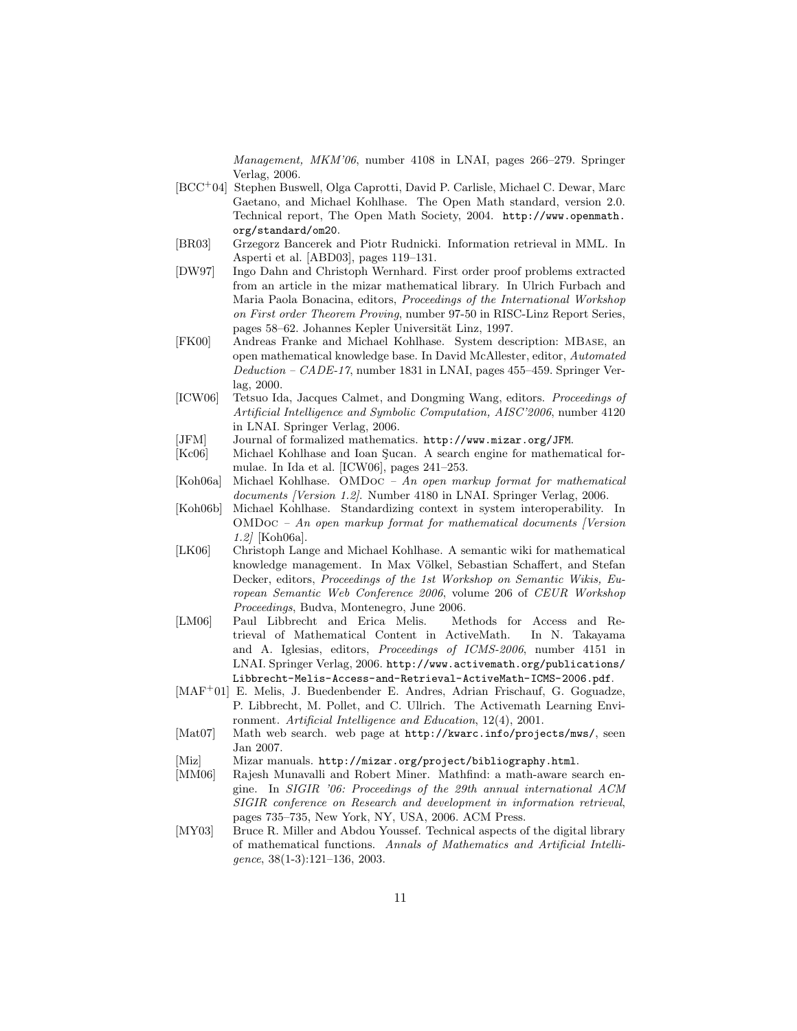*Management, MKM'06*, number 4108 in LNAI, pages 266–279. Springer Verlag, 2006.

[BCC+04] Stephen Buswell, Olga Caprotti, David P. Carlisle, Michael C. Dewar, Marc Gaetano, and Michael Kohlhase. The Open Math standard, version 2.0. Technical report, The Open Math Society, 2004. `http://www.openmath.org/standard/om20`.

[BR03] Grzegorz Bancerek and Piotr Rudnicki. Information retrieval in MML. In Asperti et al. [ABD03], pages 119–131.

[DW97] Ingo Dahn and Christoph Wernhard. First order proof problems extracted from an article in the mizar mathematical library. In Ulrich Furbach and Maria Paola Bonacina, editors, *Proceedings of the International Workshop on First order Theorem Proving*, number 97-50 in RISC-Linz Report Series, pages 58–62. Johannes Kepler Universität Linz, 1997.

[FK00] Andreas Franke and Michael Kohlhase. System description: MBase, an open mathematical knowledge base. In David McAllester, editor, *Automated Deduction – CADE-17*, number 1831 in LNAI, pages 455–459. Springer Verlag, 2000.

[ICW06] Tetsuo Ida, Jacques Calmet, and Dongming Wang, editors. *Proceedings of Artificial Intelligence and Symbolic Computation, AISC'2006*, number 4120 in LNAI. Springer Verlag, 2006.

[JFM] Journal of formalized mathematics. `http://www.mizar.org/JFM`.

[Kc06] Michael Kohlhase and Ioan Şucan. A search engine for mathematical formulae. In Ida et al. [ICW06], pages 241–253.

[Koh06a] Michael Kohlhase. OMDoc – *An open markup format for mathematical documents [Version 1.2]*. Number 4180 in LNAI. Springer Verlag, 2006.

[Koh06b] Michael Kohlhase. Standardizing context in system interoperability. In OMDoc – *An open markup format for mathematical documents [Version 1.2]* [Koh06a].

[LK06] Christoph Lange and Michael Kohlhase. A semantic wiki for mathematical knowledge management. In Max Völkel, Sebastian Schaffert, and Stefan Decker, editors, *Proceedings of the 1st Workshop on Semantic Wikis, European Semantic Web Conference 2006*, volume 206 of *CEUR Workshop Proceedings*, Budva, Montenegro, June 2006.

[LM06] Paul Libbrecht and Erica Melis. Methods for Access and Retrieval of Mathematical Content in ActiveMath. In N. Takayama and A. Iglesias, editors, *Proceedings of ICMS-2006*, number 4151 in LNAI. Springer Verlag, 2006. `http://www.activemath.org/publications/Libbrecht-Melis-Access-and-Retrieval-ActiveMath-ICMS-2006.pdf`.

[MAF+01] E. Melis, J. Buedenbender E. Andres, Adrian Frischauf, G. Goguadze, P. Libbrecht, M. Pollet, and C. Ullrich. The Activemath Learning Environment. *Artificial Intelligence and Education*, 12(4), 2001.

[Mat07] Math web search. web page at `http://kwarc.info/projects/mws/`, seen Jan 2007.

[Miz] Mizar manuals. `http://mizar.org/project/bibliography.html`.

[MM06] Rajesh Munavalli and Robert Miner. Mathfind: a math-aware search engine. In *SIGIR '06: Proceedings of the 29th annual international ACM SIGIR conference on Research and development in information retrieval*, pages 735–735, New York, NY, USA, 2006. ACM Press.

[MY03] Bruce R. Miller and Abdou Youssef. Technical aspects of the digital library of mathematical functions. *Annals of Mathematics and Artificial Intelligence*, 38(1-3):121–136, 2003.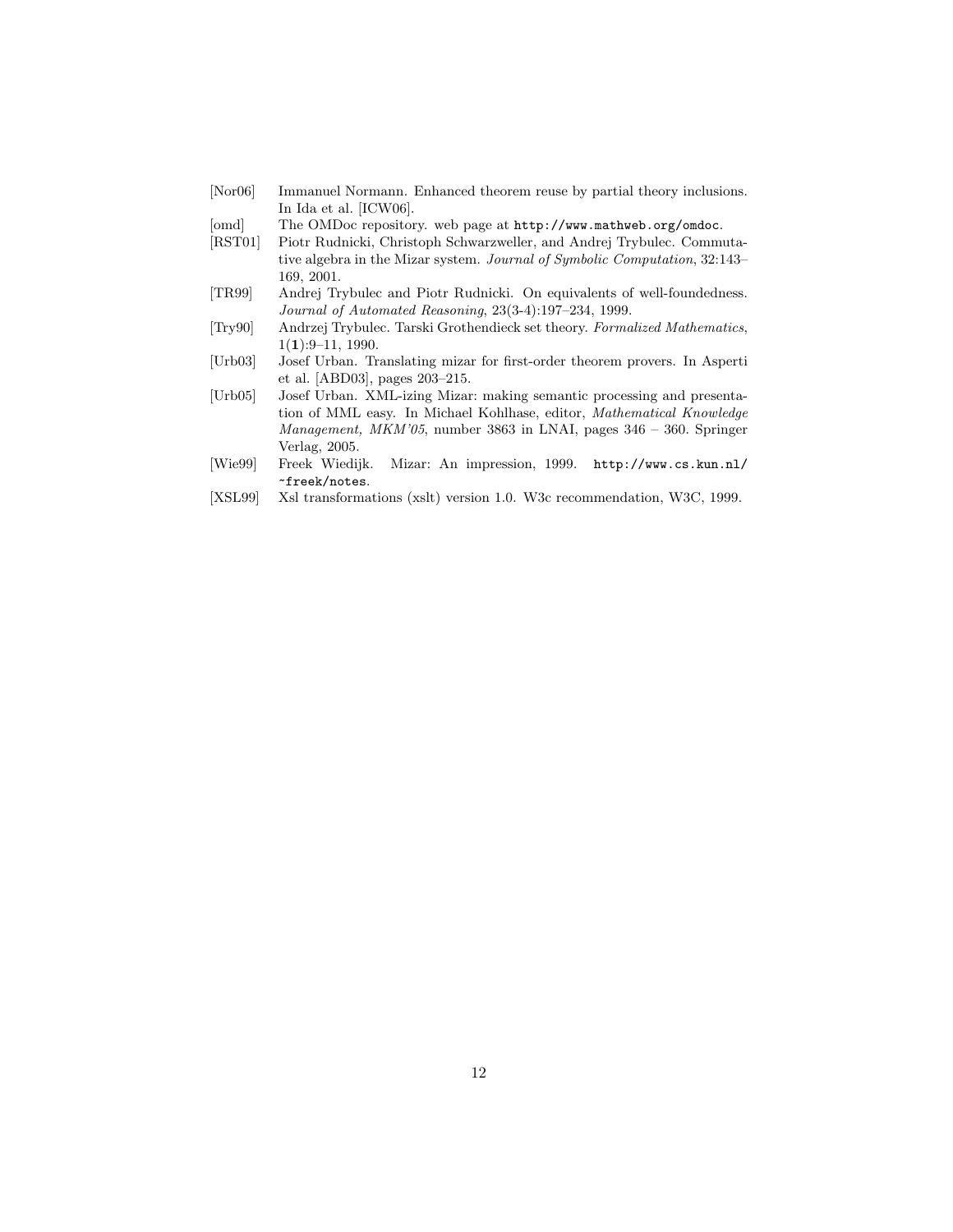[Nor06] Immanuel Normann. Enhanced theorem reuse by partial theory inclusions. In Ida et al. [ICW06].

[omd] The OMDoc repository. web page at `http://www.mathweb.org/omdoc`.

[RST01] Piotr Rudnicki, Christoph Schwarzweller, and Andrej Trybulec. Commutative algebra in the Mizar system. *Journal of Symbolic Computation*, 32:143–169, 2001.

[TR99] Andrej Trybulec and Piotr Rudnicki. On equivalents of well-foundedness. *Journal of Automated Reasoning*, 23(3-4):197–234, 1999.

[Try90] Andrzej Trybulec. Tarski Grothendieck set theory. *Formalized Mathematics*, 1(**1**):9–11, 1990.

[Urb03] Josef Urban. Translating mizar for first-order theorem provers. In Asperti et al. [ABD03], pages 203–215.

[Urb05] Josef Urban. XML-izing Mizar: making semantic processing and presentation of MML easy. In Michael Kohlhase, editor, *Mathematical Knowledge Management, MKM'05*, number 3863 in LNAI, pages 346 – 360. Springer Verlag, 2005.

[Wie99] Freek Wiedijk. Mizar: An impression, 1999. `http://www.cs.kun.nl/~freek/notes`.

[XSL99] Xsl transformations (xslt) version 1.0. W3c recommendation, W3C, 1999.